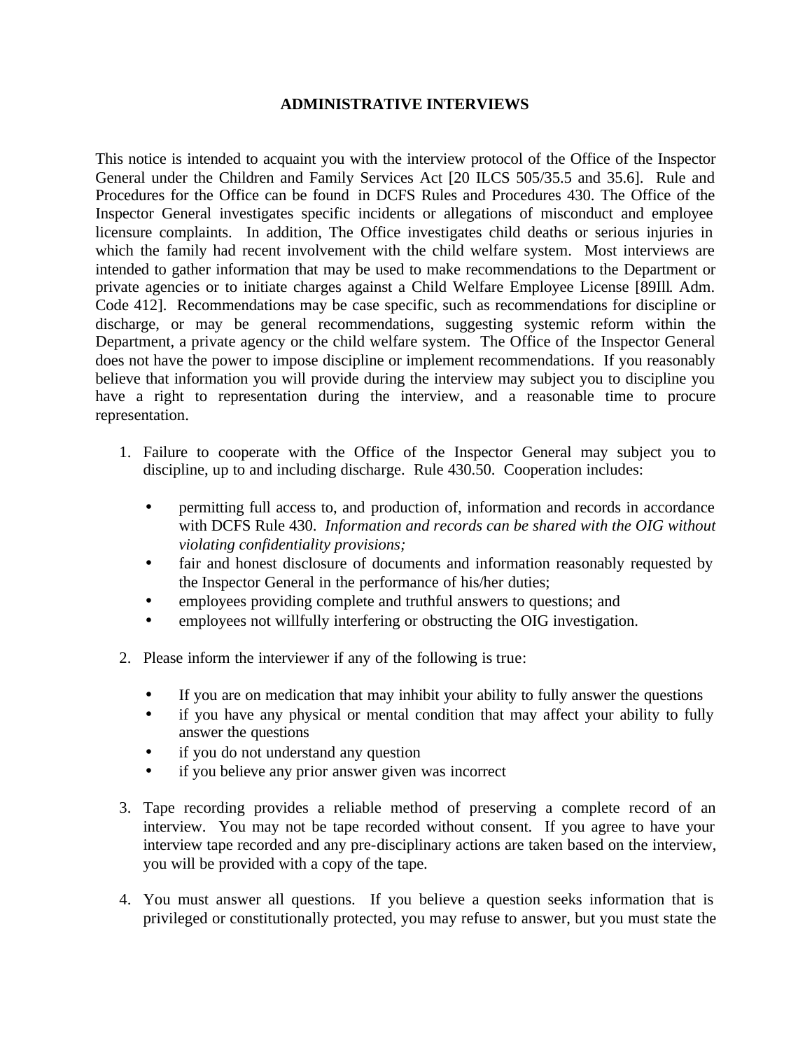# ADMINISTRATIVE INTERVIEWS

This notice is intended to acquaint you with the interview protocol of the Office of the Inspector General under the Children and Family Services Act [20 ILCS 505/35.5 and 35.6]. Rule and Procedures for the Office can be found in DCFS Rules and Procedures 430. The Office of the Inspector General investigates specific incidents or allegations of misconduct and employee licensure complaints. In addition, The Office investigates child deaths or serious injuries in which the family had recent involvement with the child welfare system. Most interviews are intended to gather information that may be used to make recommendations to the Department or private agencies or to initiate charges against a Child Welfare Employee License [89Ill. Adm. Code 412]. Recommendations may be case specific, such as recommendations for discipline or discharge, or may be general recommendations, suggesting systemic reform within the Department, a private agency or the child welfare system. The Office of the Inspector General does not have the power to impose discipline or implement recommendations. If you reasonably believe that information you will provide during the interview may subject you to discipline you have a right to representation during the interview, and a reasonable time to procure representation.

1. Failure to cooperate with the Office of the Inspector General may subject you to discipline, up to and including discharge. Rule 430.50. Cooperation includes:
   - permitting full access to, and production of, information and records in accordance with DCFS Rule 430. *Information and records can be shared with the OIG without violating confidentiality provisions;*
   - fair and honest disclosure of documents and information reasonably requested by the Inspector General in the performance of his/her duties;
   - employees providing complete and truthful answers to questions; and
   - employees not willfully interfering or obstructing the OIG investigation.

2. Please inform the interviewer if any of the following is true:
   - If you are on medication that may inhibit your ability to fully answer the questions
   - if you have any physical or mental condition that may affect your ability to fully answer the questions
   - if you do not understand any question
   - if you believe any prior answer given was incorrect

3. Tape recording provides a reliable method of preserving a complete record of an interview. You may not be tape recorded without consent. If you agree to have your interview tape recorded and any pre-disciplinary actions are taken based on the interview, you will be provided with a copy of the tape.

4. You must answer all questions. If you believe a question seeks information that is privileged or constitutionally protected, you may refuse to answer, but you must state the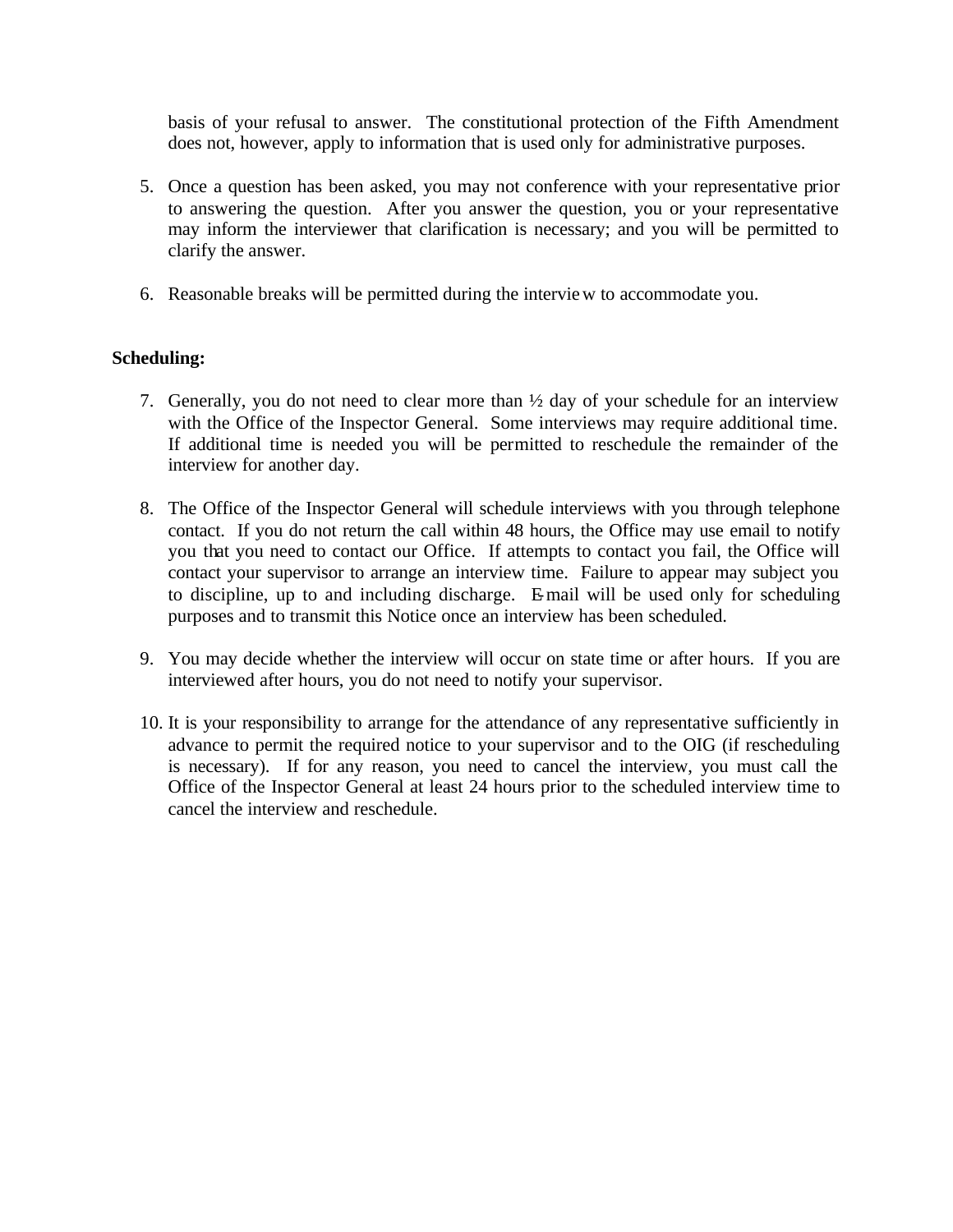basis of your refusal to answer. The constitutional protection of the Fifth Amendment does not, however, apply to information that is used only for administrative purposes.

5. Once a question has been asked, you may not conference with your representative prior to answering the question. After you answer the question, you or your representative may inform the interviewer that clarification is necessary; and you will be permitted to clarify the answer.

6. Reasonable breaks will be permitted during the interview to accommodate you.

**Scheduling:**

7. Generally, you do not need to clear more than ½ day of your schedule for an interview with the Office of the Inspector General. Some interviews may require additional time. If additional time is needed you will be permitted to reschedule the remainder of the interview for another day.

8. The Office of the Inspector General will schedule interviews with you through telephone contact. If you do not return the call within 48 hours, the Office may use email to notify you that you need to contact our Office. If attempts to contact you fail, the Office will contact your supervisor to arrange an interview time. Failure to appear may subject you to discipline, up to and including discharge. E-mail will be used only for scheduling purposes and to transmit this Notice once an interview has been scheduled.

9. You may decide whether the interview will occur on state time or after hours. If you are interviewed after hours, you do not need to notify your supervisor.

10. It is your responsibility to arrange for the attendance of any representative sufficiently in advance to permit the required notice to your supervisor and to the OIG (if rescheduling is necessary). If for any reason, you need to cancel the interview, you must call the Office of the Inspector General at least 24 hours prior to the scheduled interview time to cancel the interview and reschedule.